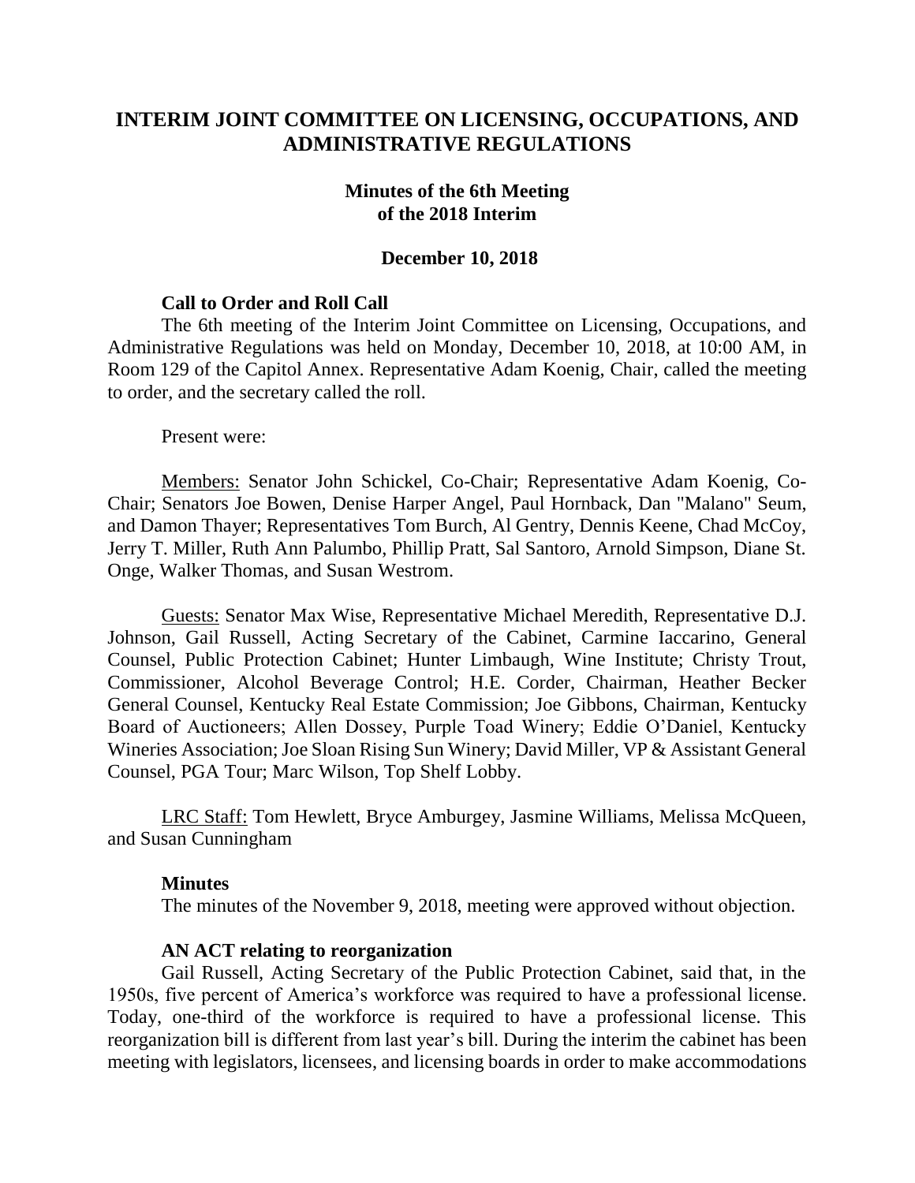# INTERIM JOINT COMMITTEE ON LICENSING, OCCUPATIONS, AND ADMINISTRATIVE REGULATIONS

## Minutes of the 6th Meeting of the 2018 Interim

## December 10, 2018

### Call to Order and Roll Call

The 6th meeting of the Interim Joint Committee on Licensing, Occupations, and Administrative Regulations was held on Monday, December 10, 2018, at 10:00 AM, in Room 129 of the Capitol Annex. Representative Adam Koenig, Chair, called the meeting to order, and the secretary called the roll.

Present were:

Members: Senator John Schickel, Co-Chair; Representative Adam Koenig, Co-Chair; Senators Joe Bowen, Denise Harper Angel, Paul Hornback, Dan "Malano" Seum, and Damon Thayer; Representatives Tom Burch, Al Gentry, Dennis Keene, Chad McCoy, Jerry T. Miller, Ruth Ann Palumbo, Phillip Pratt, Sal Santoro, Arnold Simpson, Diane St. Onge, Walker Thomas, and Susan Westrom.

Guests: Senator Max Wise, Representative Michael Meredith, Representative D.J. Johnson, Gail Russell, Acting Secretary of the Cabinet, Carmine Iaccarino, General Counsel, Public Protection Cabinet; Hunter Limbaugh, Wine Institute; Christy Trout, Commissioner, Alcohol Beverage Control; H.E. Corder, Chairman, Heather Becker General Counsel, Kentucky Real Estate Commission; Joe Gibbons, Chairman, Kentucky Board of Auctioneers; Allen Dossey, Purple Toad Winery; Eddie O'Daniel, Kentucky Wineries Association; Joe Sloan Rising Sun Winery; David Miller, VP & Assistant General Counsel, PGA Tour; Marc Wilson, Top Shelf Lobby.

LRC Staff: Tom Hewlett, Bryce Amburgey, Jasmine Williams, Melissa McQueen, and Susan Cunningham

### Minutes

The minutes of the November 9, 2018, meeting were approved without objection.

### AN ACT relating to reorganization

Gail Russell, Acting Secretary of the Public Protection Cabinet, said that, in the 1950s, five percent of America's workforce was required to have a professional license. Today, one-third of the workforce is required to have a professional license. This reorganization bill is different from last year's bill. During the interim the cabinet has been meeting with legislators, licensees, and licensing boards in order to make accommodations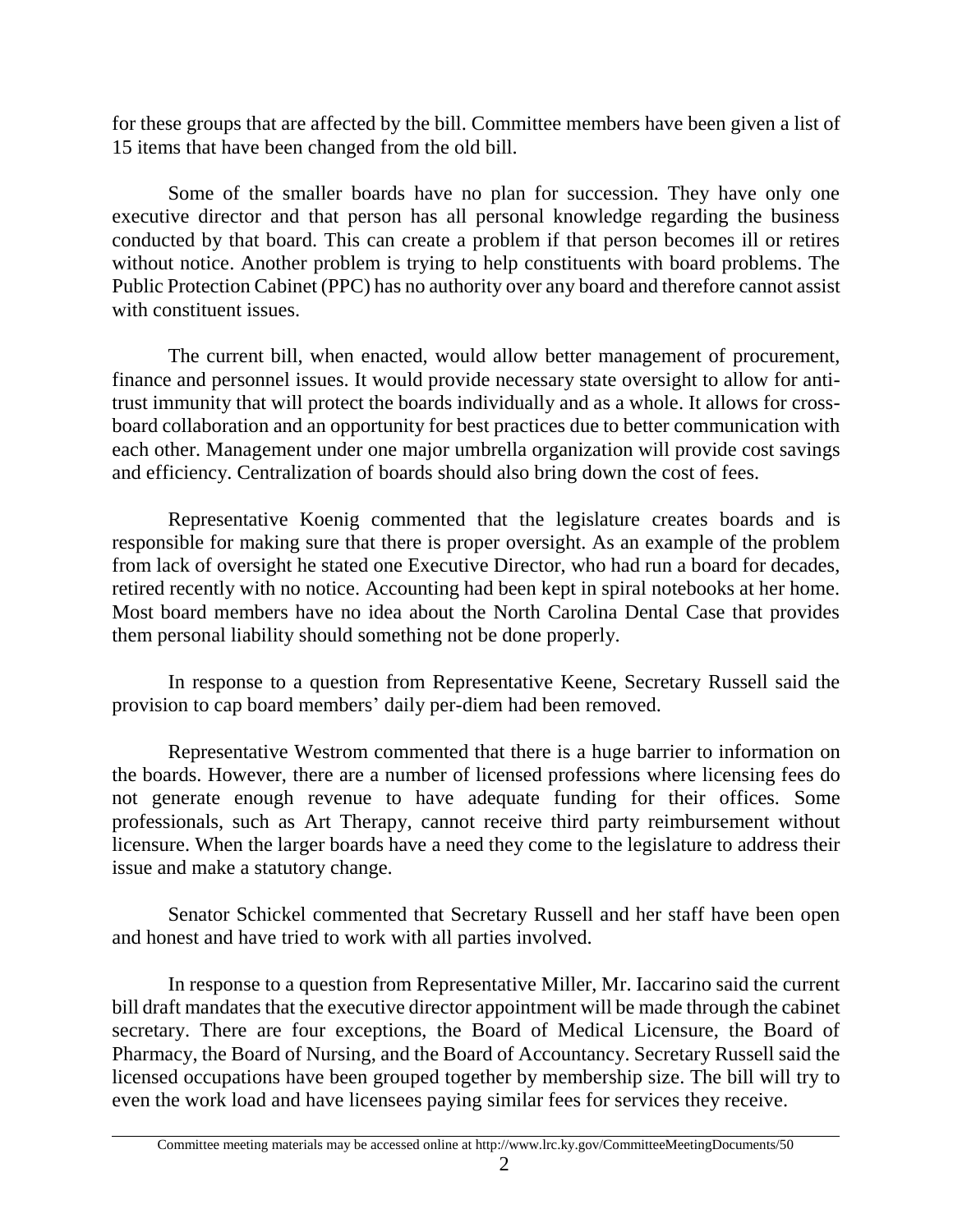for these groups that are affected by the bill. Committee members have been given a list of 15 items that have been changed from the old bill.

Some of the smaller boards have no plan for succession. They have only one executive director and that person has all personal knowledge regarding the business conducted by that board. This can create a problem if that person becomes ill or retires without notice. Another problem is trying to help constituents with board problems. The Public Protection Cabinet (PPC) has no authority over any board and therefore cannot assist with constituent issues.

The current bill, when enacted, would allow better management of procurement, finance and personnel issues. It would provide necessary state oversight to allow for anti-trust immunity that will protect the boards individually and as a whole. It allows for cross-board collaboration and an opportunity for best practices due to better communication with each other. Management under one major umbrella organization will provide cost savings and efficiency. Centralization of boards should also bring down the cost of fees.

Representative Koenig commented that the legislature creates boards and is responsible for making sure that there is proper oversight. As an example of the problem from lack of oversight he stated one Executive Director, who had run a board for decades, retired recently with no notice. Accounting had been kept in spiral notebooks at her home. Most board members have no idea about the North Carolina Dental Case that provides them personal liability should something not be done properly.

In response to a question from Representative Keene, Secretary Russell said the provision to cap board members' daily per-diem had been removed.

Representative Westrom commented that there is a huge barrier to information on the boards. However, there are a number of licensed professions where licensing fees do not generate enough revenue to have adequate funding for their offices. Some professionals, such as Art Therapy, cannot receive third party reimbursement without licensure. When the larger boards have a need they come to the legislature to address their issue and make a statutory change.

Senator Schickel commented that Secretary Russell and her staff have been open and honest and have tried to work with all parties involved.

In response to a question from Representative Miller, Mr. Iaccarino said the current bill draft mandates that the executive director appointment will be made through the cabinet secretary. There are four exceptions, the Board of Medical Licensure, the Board of Pharmacy, the Board of Nursing, and the Board of Accountancy. Secretary Russell said the licensed occupations have been grouped together by membership size. The bill will try to even the work load and have licensees paying similar fees for services they receive.

Committee meeting materials may be accessed online at http://www.lrc.ky.gov/CommitteeMeetingDocuments/50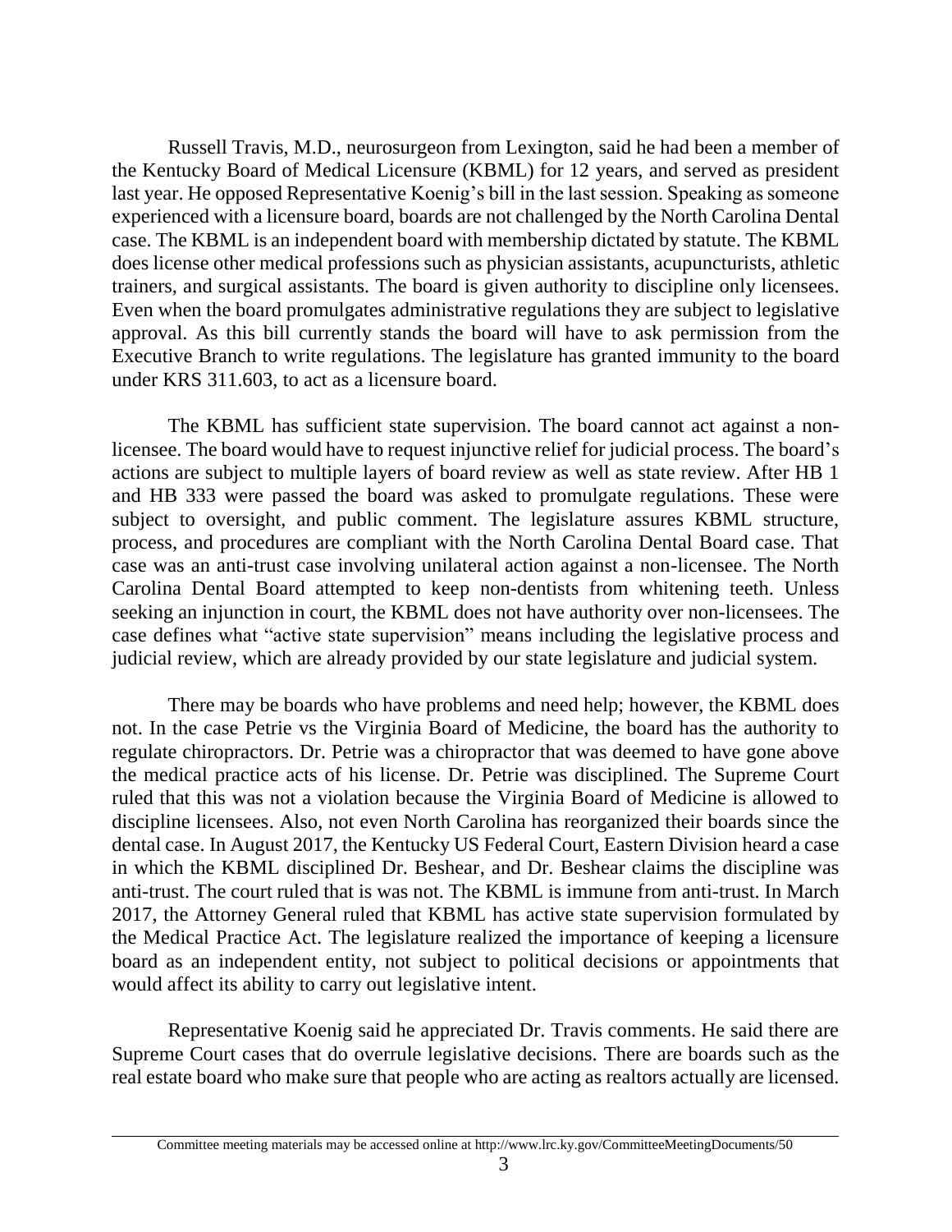Russell Travis, M.D., neurosurgeon from Lexington, said he had been a member of the Kentucky Board of Medical Licensure (KBML) for 12 years, and served as president last year. He opposed Representative Koenig's bill in the last session. Speaking as someone experienced with a licensure board, boards are not challenged by the North Carolina Dental case. The KBML is an independent board with membership dictated by statute. The KBML does license other medical professions such as physician assistants, acupuncturists, athletic trainers, and surgical assistants. The board is given authority to discipline only licensees. Even when the board promulgates administrative regulations they are subject to legislative approval. As this bill currently stands the board will have to ask permission from the Executive Branch to write regulations. The legislature has granted immunity to the board under KRS 311.603, to act as a licensure board.

The KBML has sufficient state supervision. The board cannot act against a non-licensee. The board would have to request injunctive relief for judicial process. The board's actions are subject to multiple layers of board review as well as state review. After HB 1 and HB 333 were passed the board was asked to promulgate regulations. These were subject to oversight, and public comment. The legislature assures KBML structure, process, and procedures are compliant with the North Carolina Dental Board case. That case was an anti-trust case involving unilateral action against a non-licensee. The North Carolina Dental Board attempted to keep non-dentists from whitening teeth. Unless seeking an injunction in court, the KBML does not have authority over non-licensees. The case defines what "active state supervision" means including the legislative process and judicial review, which are already provided by our state legislature and judicial system.

There may be boards who have problems and need help; however, the KBML does not. In the case Petrie vs the Virginia Board of Medicine, the board has the authority to regulate chiropractors. Dr. Petrie was a chiropractor that was deemed to have gone above the medical practice acts of his license. Dr. Petrie was disciplined. The Supreme Court ruled that this was not a violation because the Virginia Board of Medicine is allowed to discipline licensees. Also, not even North Carolina has reorganized their boards since the dental case. In August 2017, the Kentucky US Federal Court, Eastern Division heard a case in which the KBML disciplined Dr. Beshear, and Dr. Beshear claims the discipline was anti-trust. The court ruled that is was not. The KBML is immune from anti-trust. In March 2017, the Attorney General ruled that KBML has active state supervision formulated by the Medical Practice Act. The legislature realized the importance of keeping a licensure board as an independent entity, not subject to political decisions or appointments that would affect its ability to carry out legislative intent.

Representative Koenig said he appreciated Dr. Travis comments. He said there are Supreme Court cases that do overrule legislative decisions. There are boards such as the real estate board who make sure that people who are acting as realtors actually are licensed.

Committee meeting materials may be accessed online at http://www.lrc.ky.gov/CommitteeMeetingDocuments/50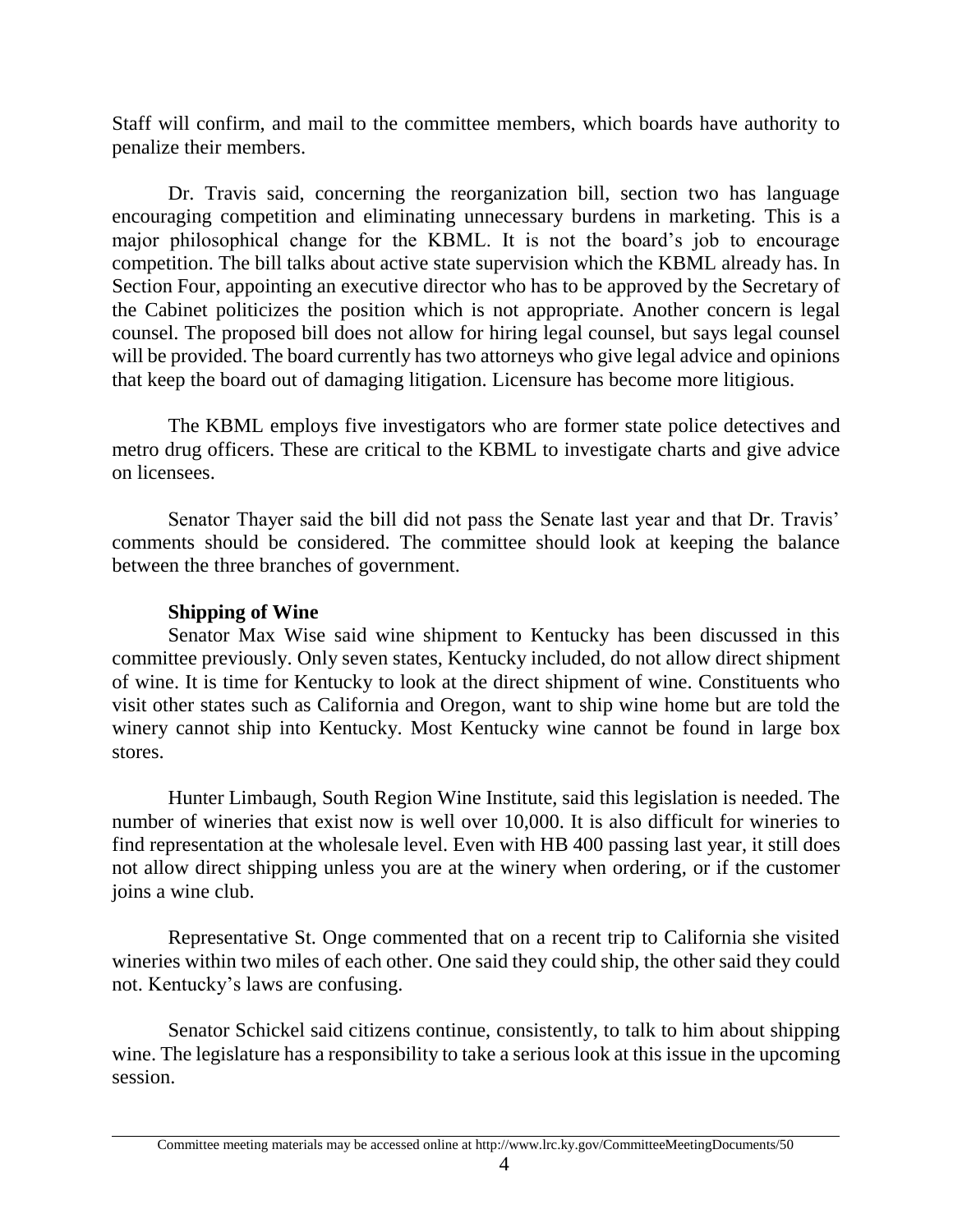Staff will confirm, and mail to the committee members, which boards have authority to penalize their members.

Dr. Travis said, concerning the reorganization bill, section two has language encouraging competition and eliminating unnecessary burdens in marketing. This is a major philosophical change for the KBML. It is not the board's job to encourage competition. The bill talks about active state supervision which the KBML already has. In Section Four, appointing an executive director who has to be approved by the Secretary of the Cabinet politicizes the position which is not appropriate. Another concern is legal counsel. The proposed bill does not allow for hiring legal counsel, but says legal counsel will be provided. The board currently has two attorneys who give legal advice and opinions that keep the board out of damaging litigation. Licensure has become more litigious.

The KBML employs five investigators who are former state police detectives and metro drug officers. These are critical to the KBML to investigate charts and give advice on licensees.

Senator Thayer said the bill did not pass the Senate last year and that Dr. Travis' comments should be considered. The committee should look at keeping the balance between the three branches of government.

**Shipping of Wine**

Senator Max Wise said wine shipment to Kentucky has been discussed in this committee previously. Only seven states, Kentucky included, do not allow direct shipment of wine. It is time for Kentucky to look at the direct shipment of wine. Constituents who visit other states such as California and Oregon, want to ship wine home but are told the winery cannot ship into Kentucky. Most Kentucky wine cannot be found in large box stores.

Hunter Limbaugh, South Region Wine Institute, said this legislation is needed. The number of wineries that exist now is well over 10,000. It is also difficult for wineries to find representation at the wholesale level. Even with HB 400 passing last year, it still does not allow direct shipping unless you are at the winery when ordering, or if the customer joins a wine club.

Representative St. Onge commented that on a recent trip to California she visited wineries within two miles of each other. One said they could ship, the other said they could not. Kentucky's laws are confusing.

Senator Schickel said citizens continue, consistently, to talk to him about shipping wine. The legislature has a responsibility to take a serious look at this issue in the upcoming session.

Committee meeting materials may be accessed online at http://www.lrc.ky.gov/CommitteeMeetingDocuments/50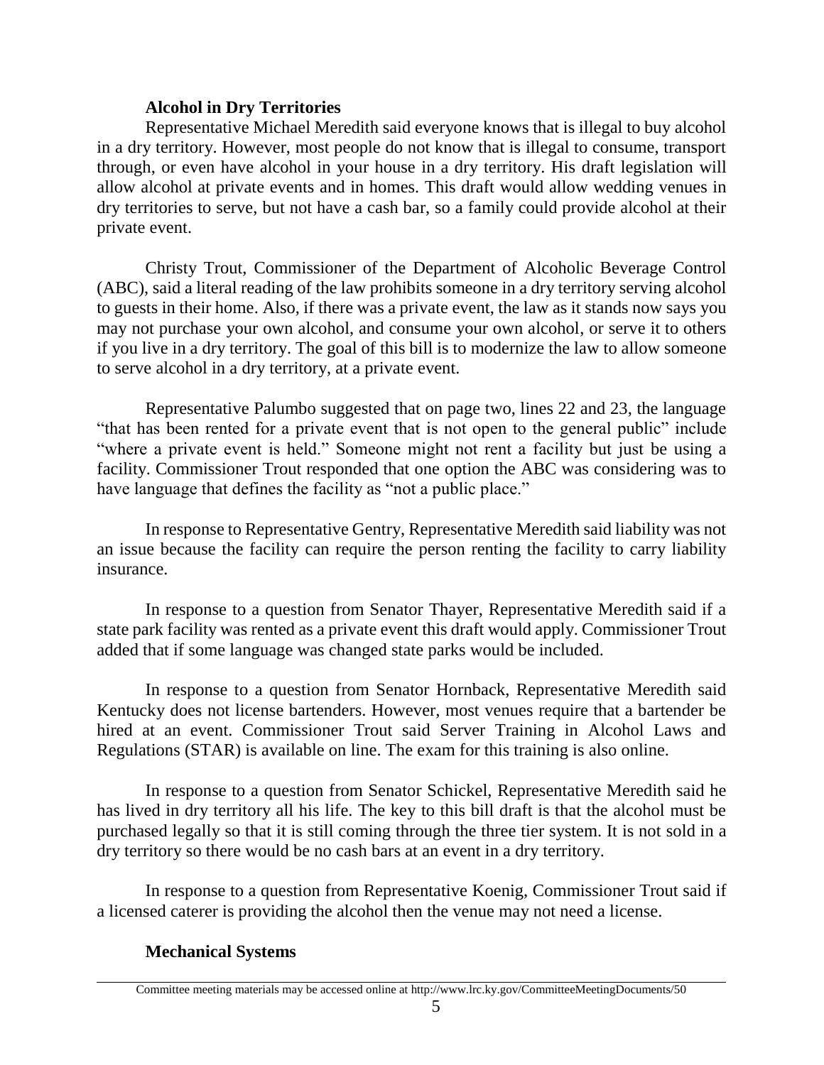### Alcohol in Dry Territories

Representative Michael Meredith said everyone knows that is illegal to buy alcohol in a dry territory. However, most people do not know that is illegal to consume, transport through, or even have alcohol in your house in a dry territory. His draft legislation will allow alcohol at private events and in homes. This draft would allow wedding venues in dry territories to serve, but not have a cash bar, so a family could provide alcohol at their private event.

Christy Trout, Commissioner of the Department of Alcoholic Beverage Control (ABC), said a literal reading of the law prohibits someone in a dry territory serving alcohol to guests in their home. Also, if there was a private event, the law as it stands now says you may not purchase your own alcohol, and consume your own alcohol, or serve it to others if you live in a dry territory. The goal of this bill is to modernize the law to allow someone to serve alcohol in a dry territory, at a private event.

Representative Palumbo suggested that on page two, lines 22 and 23, the language "that has been rented for a private event that is not open to the general public" include "where a private event is held." Someone might not rent a facility but just be using a facility. Commissioner Trout responded that one option the ABC was considering was to have language that defines the facility as "not a public place."

In response to Representative Gentry, Representative Meredith said liability was not an issue because the facility can require the person renting the facility to carry liability insurance.

In response to a question from Senator Thayer, Representative Meredith said if a state park facility was rented as a private event this draft would apply. Commissioner Trout added that if some language was changed state parks would be included.

In response to a question from Senator Hornback, Representative Meredith said Kentucky does not license bartenders. However, most venues require that a bartender be hired at an event. Commissioner Trout said Server Training in Alcohol Laws and Regulations (STAR) is available on line. The exam for this training is also online.

In response to a question from Senator Schickel, Representative Meredith said he has lived in dry territory all his life. The key to this bill draft is that the alcohol must be purchased legally so that it is still coming through the three tier system. It is not sold in a dry territory so there would be no cash bars at an event in a dry territory.

In response to a question from Representative Koenig, Commissioner Trout said if a licensed caterer is providing the alcohol then the venue may not need a license.

### Mechanical Systems

Committee meeting materials may be accessed online at http://www.lrc.ky.gov/CommitteeMeetingDocuments/50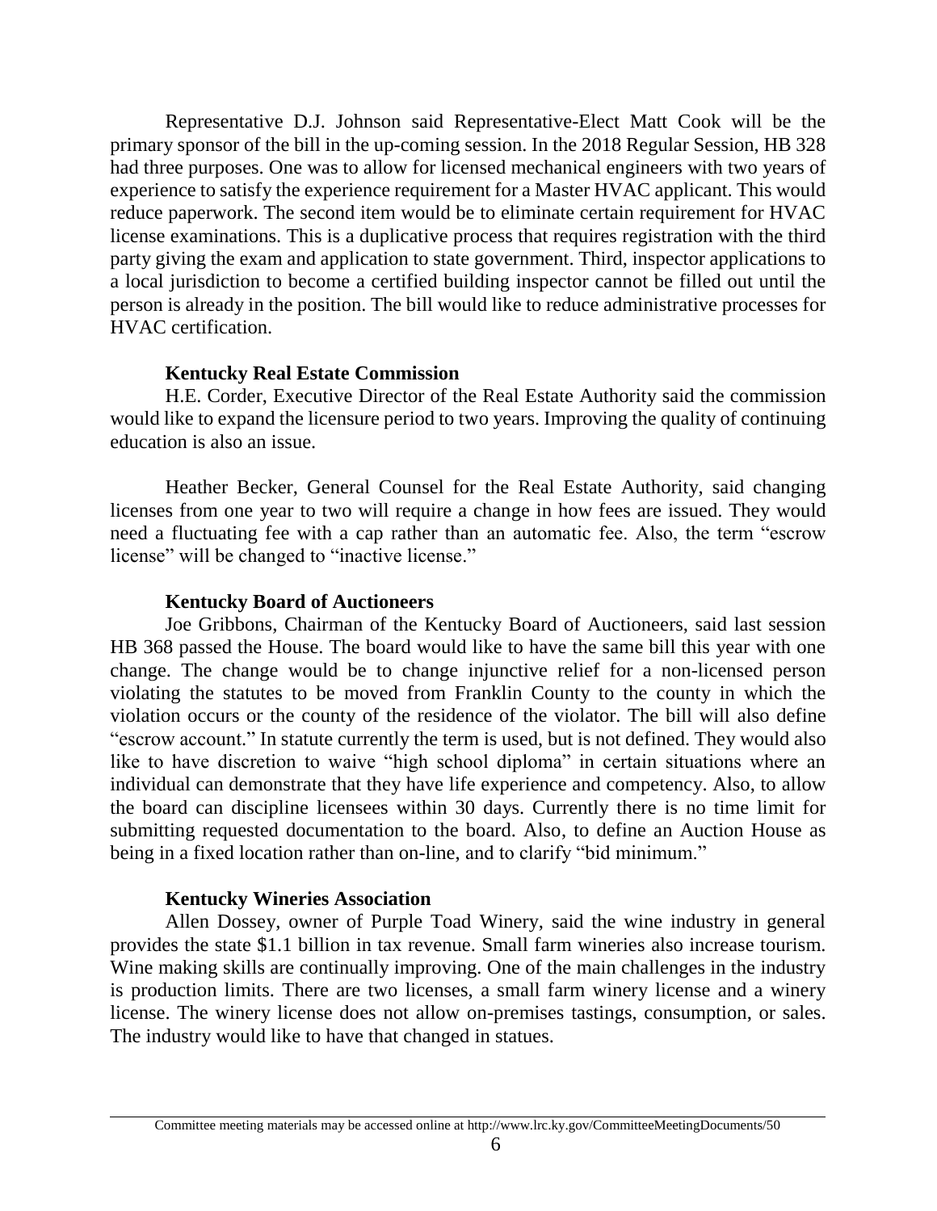Representative D.J. Johnson said Representative-Elect Matt Cook will be the primary sponsor of the bill in the up-coming session. In the 2018 Regular Session, HB 328 had three purposes. One was to allow for licensed mechanical engineers with two years of experience to satisfy the experience requirement for a Master HVAC applicant. This would reduce paperwork. The second item would be to eliminate certain requirement for HVAC license examinations. This is a duplicative process that requires registration with the third party giving the exam and application to state government. Third, inspector applications to a local jurisdiction to become a certified building inspector cannot be filled out until the person is already in the position. The bill would like to reduce administrative processes for HVAC certification.

**Kentucky Real Estate Commission**

H.E. Corder, Executive Director of the Real Estate Authority said the commission would like to expand the licensure period to two years. Improving the quality of continuing education is also an issue.

Heather Becker, General Counsel for the Real Estate Authority, said changing licenses from one year to two will require a change in how fees are issued. They would need a fluctuating fee with a cap rather than an automatic fee. Also, the term "escrow license" will be changed to "inactive license."

**Kentucky Board of Auctioneers**

Joe Gribbons, Chairman of the Kentucky Board of Auctioneers, said last session HB 368 passed the House. The board would like to have the same bill this year with one change. The change would be to change injunctive relief for a non-licensed person violating the statutes to be moved from Franklin County to the county in which the violation occurs or the county of the residence of the violator. The bill will also define "escrow account." In statute currently the term is used, but is not defined. They would also like to have discretion to waive "high school diploma" in certain situations where an individual can demonstrate that they have life experience and competency. Also, to allow the board can discipline licensees within 30 days. Currently there is no time limit for submitting requested documentation to the board. Also, to define an Auction House as being in a fixed location rather than on-line, and to clarify "bid minimum."

**Kentucky Wineries Association**

Allen Dossey, owner of Purple Toad Winery, said the wine industry in general provides the state $1.1 billion in tax revenue. Small farm wineries also increase tourism. Wine making skills are continually improving. One of the main challenges in the industry is production limits. There are two licenses, a small farm winery license and a winery license. The winery license does not allow on-premises tastings, consumption, or sales. The industry would like to have that changed in statues.

Committee meeting materials may be accessed online at http://www.lrc.ky.gov/CommitteeMeetingDocuments/50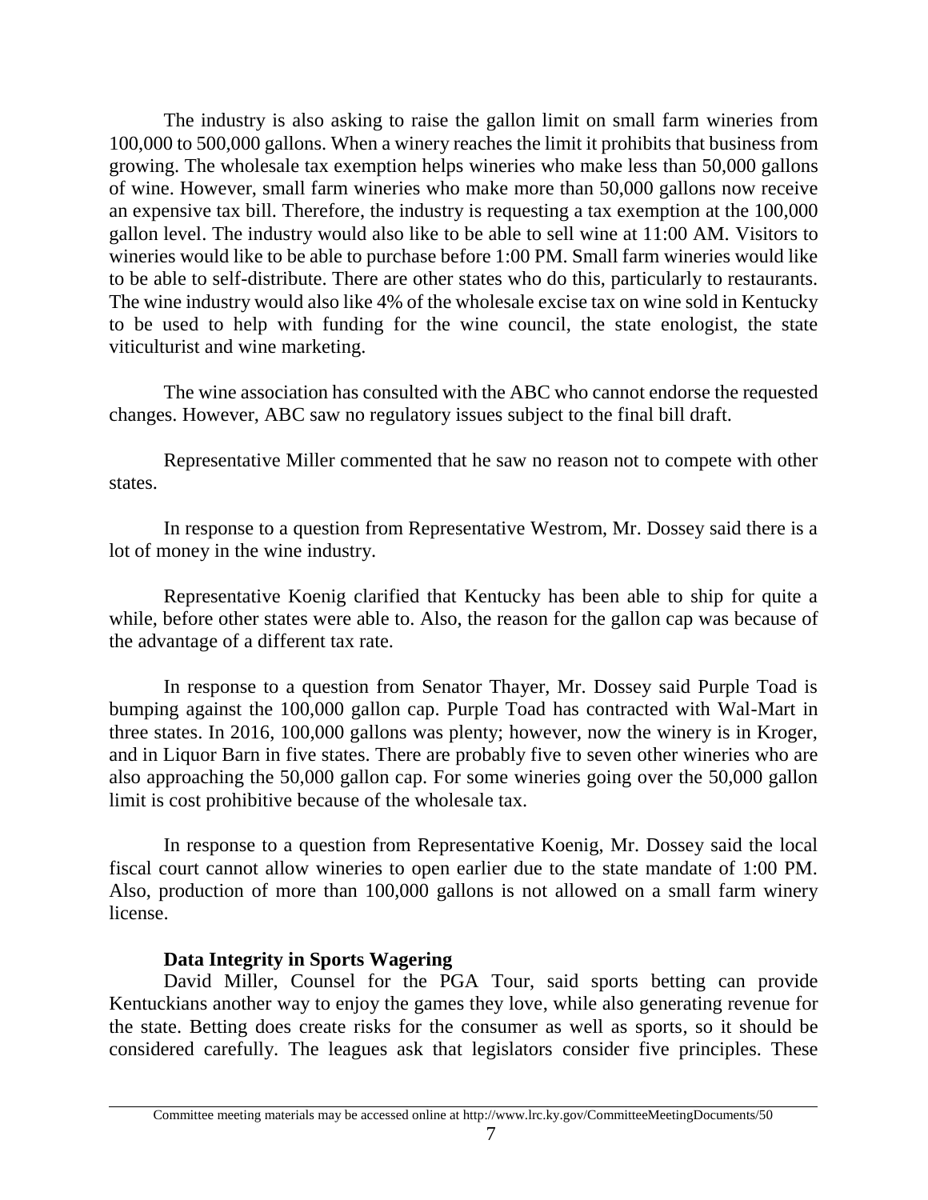The industry is also asking to raise the gallon limit on small farm wineries from 100,000 to 500,000 gallons. When a winery reaches the limit it prohibits that business from growing. The wholesale tax exemption helps wineries who make less than 50,000 gallons of wine. However, small farm wineries who make more than 50,000 gallons now receive an expensive tax bill. Therefore, the industry is requesting a tax exemption at the 100,000 gallon level. The industry would also like to be able to sell wine at 11:00 AM. Visitors to wineries would like to be able to purchase before 1:00 PM. Small farm wineries would like to be able to self-distribute. There are other states who do this, particularly to restaurants. The wine industry would also like 4% of the wholesale excise tax on wine sold in Kentucky to be used to help with funding for the wine council, the state enologist, the state viticulturist and wine marketing.

The wine association has consulted with the ABC who cannot endorse the requested changes. However, ABC saw no regulatory issues subject to the final bill draft.

Representative Miller commented that he saw no reason not to compete with other states.

In response to a question from Representative Westrom, Mr. Dossey said there is a lot of money in the wine industry.

Representative Koenig clarified that Kentucky has been able to ship for quite a while, before other states were able to. Also, the reason for the gallon cap was because of the advantage of a different tax rate.

In response to a question from Senator Thayer, Mr. Dossey said Purple Toad is bumping against the 100,000 gallon cap. Purple Toad has contracted with Wal-Mart in three states. In 2016, 100,000 gallons was plenty; however, now the winery is in Kroger, and in Liquor Barn in five states. There are probably five to seven other wineries who are also approaching the 50,000 gallon cap. For some wineries going over the 50,000 gallon limit is cost prohibitive because of the wholesale tax.

In response to a question from Representative Koenig, Mr. Dossey said the local fiscal court cannot allow wineries to open earlier due to the state mandate of 1:00 PM. Also, production of more than 100,000 gallons is not allowed on a small farm winery license.

**Data Integrity in Sports Wagering**

David Miller, Counsel for the PGA Tour, said sports betting can provide Kentuckians another way to enjoy the games they love, while also generating revenue for the state. Betting does create risks for the consumer as well as sports, so it should be considered carefully. The leagues ask that legislators consider five principles. These

Committee meeting materials may be accessed online at http://www.lrc.ky.gov/CommitteeMeetingDocuments/50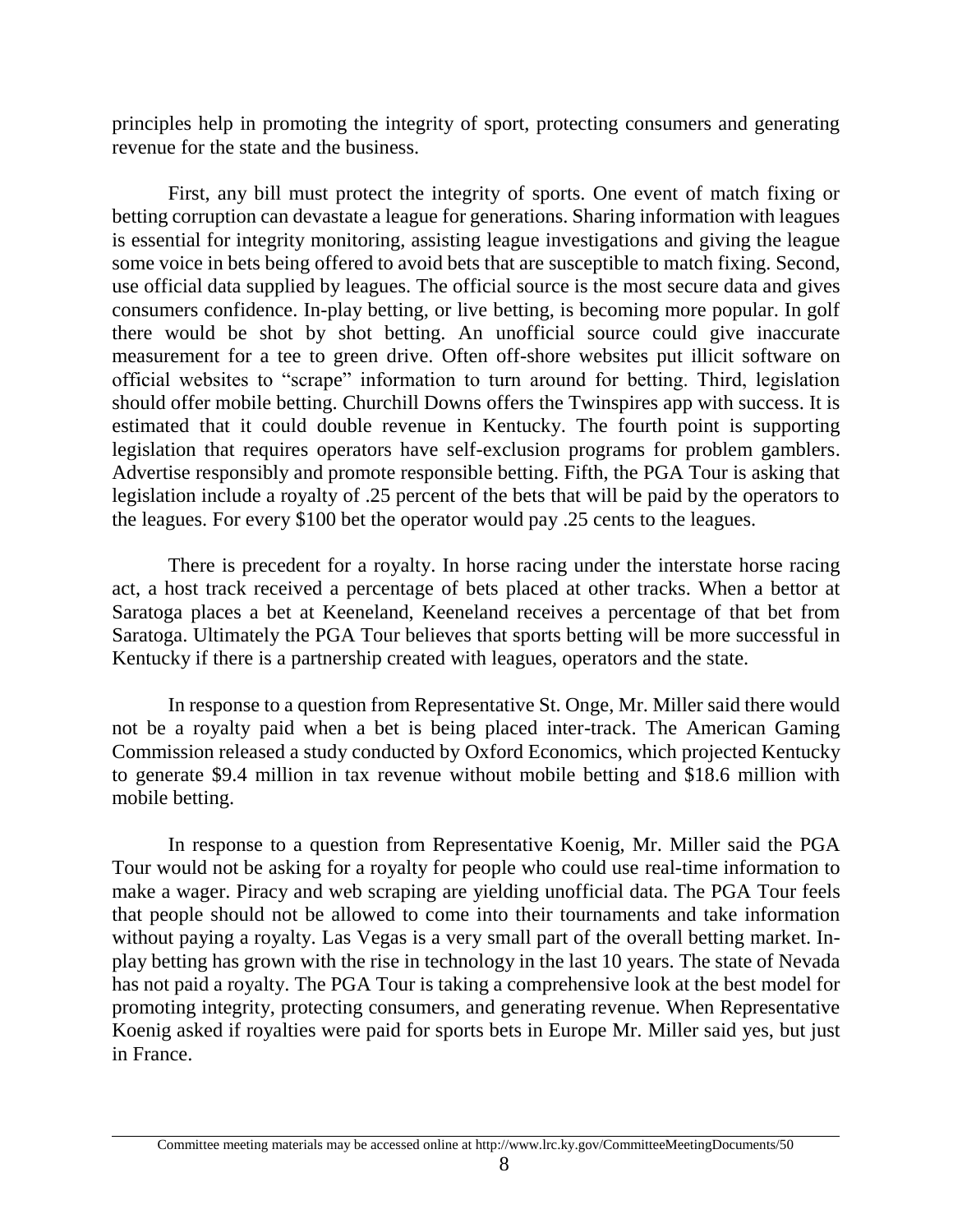principles help in promoting the integrity of sport, protecting consumers and generating revenue for the state and the business.

First, any bill must protect the integrity of sports. One event of match fixing or betting corruption can devastate a league for generations. Sharing information with leagues is essential for integrity monitoring, assisting league investigations and giving the league some voice in bets being offered to avoid bets that are susceptible to match fixing. Second, use official data supplied by leagues. The official source is the most secure data and gives consumers confidence. In-play betting, or live betting, is becoming more popular. In golf there would be shot by shot betting. An unofficial source could give inaccurate measurement for a tee to green drive. Often off-shore websites put illicit software on official websites to "scrape" information to turn around for betting. Third, legislation should offer mobile betting. Churchill Downs offers the Twinspires app with success. It is estimated that it could double revenue in Kentucky. The fourth point is supporting legislation that requires operators have self-exclusion programs for problem gamblers. Advertise responsibly and promote responsible betting. Fifth, the PGA Tour is asking that legislation include a royalty of .25 percent of the bets that will be paid by the operators to the leagues. For every $100 bet the operator would pay .25 cents to the leagues.

There is precedent for a royalty. In horse racing under the interstate horse racing act, a host track received a percentage of bets placed at other tracks. When a bettor at Saratoga places a bet at Keeneland, Keeneland receives a percentage of that bet from Saratoga. Ultimately the PGA Tour believes that sports betting will be more successful in Kentucky if there is a partnership created with leagues, operators and the state.

In response to a question from Representative St. Onge, Mr. Miller said there would not be a royalty paid when a bet is being placed inter-track. The American Gaming Commission released a study conducted by Oxford Economics, which projected Kentucky to generate $9.4 million in tax revenue without mobile betting and $18.6 million with mobile betting.

In response to a question from Representative Koenig, Mr. Miller said the PGA Tour would not be asking for a royalty for people who could use real-time information to make a wager. Piracy and web scraping are yielding unofficial data. The PGA Tour feels that people should not be allowed to come into their tournaments and take information without paying a royalty. Las Vegas is a very small part of the overall betting market. In-play betting has grown with the rise in technology in the last 10 years. The state of Nevada has not paid a royalty. The PGA Tour is taking a comprehensive look at the best model for promoting integrity, protecting consumers, and generating revenue. When Representative Koenig asked if royalties were paid for sports bets in Europe Mr. Miller said yes, but just in France.

Committee meeting materials may be accessed online at http://www.lrc.ky.gov/CommitteeMeetingDocuments/50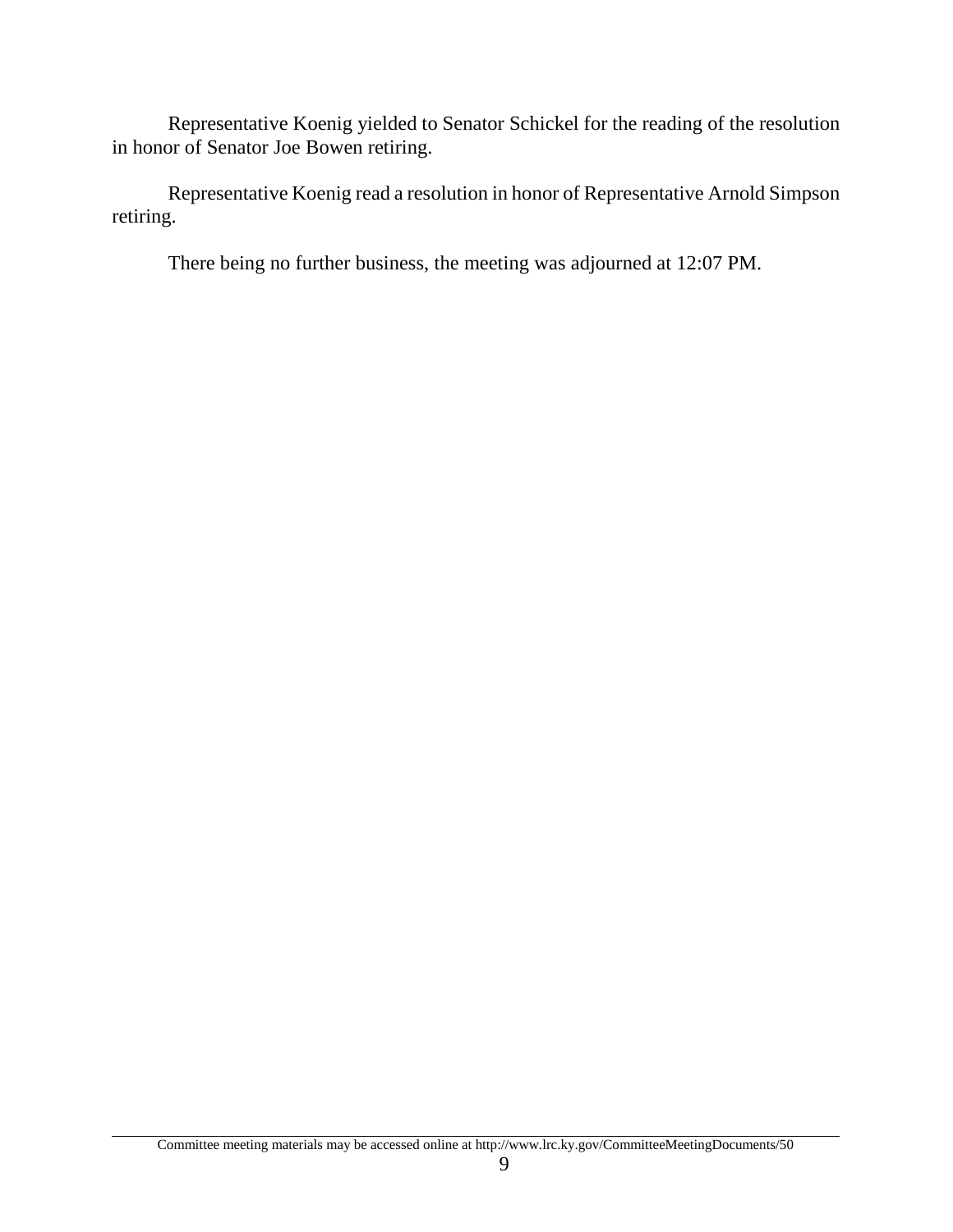Representative Koenig yielded to Senator Schickel for the reading of the resolution in honor of Senator Joe Bowen retiring.

Representative Koenig read a resolution in honor of Representative Arnold Simpson retiring.

There being no further business, the meeting was adjourned at 12:07 PM.